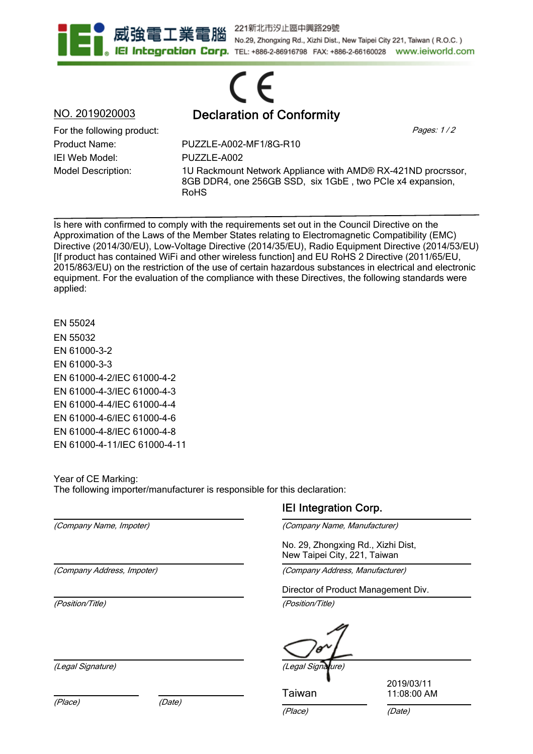威強電工業電腦 IEI Integration Corp.

221新北市汐止區中興路29號
No.29, Zhongxing Rd., Xizhi Dist., New Taipei City 221, Taiwan ( R.O.C. )
TEL: +886-2-86916798 FAX: +886-2-66160028 www.ieiworld.com

CE

NO. 2019020003

# Declaration of Conformity

*Pages: 1 / 2*

For the following product:

Product Name: PUZZLE-A002-MF1/8G-R10

IEI Web Model: PUZZLE-A002

Model Description: 1U Rackmount Network Appliance with AMD® RX-421ND procrssor, 8GB DDR4, one 256GB SSD, six 1GbE , two PCIe x4 expansion, RoHS

---

Is here with confirmed to comply with the requirements set out in the Council Directive on the Approximation of the Laws of the Member States relating to Electromagnetic Compatibility (EMC) Directive (2014/30/EU), Low-Voltage Directive (2014/35/EU), Radio Equipment Directive (2014/53/EU) [If product has contained WiFi and other wireless function] and EU RoHS 2 Directive (2011/65/EU, 2015/863/EU) on the restriction of the use of certain hazardous substances in electrical and electronic equipment. For the evaluation of the compliance with these Directives, the following standards were applied:

EN 55024
EN 55032
EN 61000-3-2
EN 61000-3-3
EN 61000-4-2/IEC 61000-4-2
EN 61000-4-3/IEC 61000-4-3
EN 61000-4-4/IEC 61000-4-4
EN 61000-4-6/IEC 61000-4-6
EN 61000-4-8/IEC 61000-4-8
EN 61000-4-11/IEC 61000-4-11

Year of CE Marking:
The following importer/manufacturer is responsible for this declaration:

| | |
|---|---|
| | IEI Integration Corp. |
| *(Company Name, Impoter)* | *(Company Name, Manufacturer)* |
| | No. 29, Zhongxing Rd., Xizhi Dist, New Taipei City, 221, Taiwan |
| *(Company Address, Impoter)* | *(Company Address, Manufacturer)* |
| | Director of Product Management Div. |
| *(Position/Title)* | *(Position/Title)* |
| | [signature] |
| *(Legal Signature)* | *(Legal Signature)* |

| | | | |
|---|---|---|---|
| | | Taiwan | 2019/03/11 11:08:00 AM |
| *(Place)* | *(Date)* | *(Place)* | *(Date)* |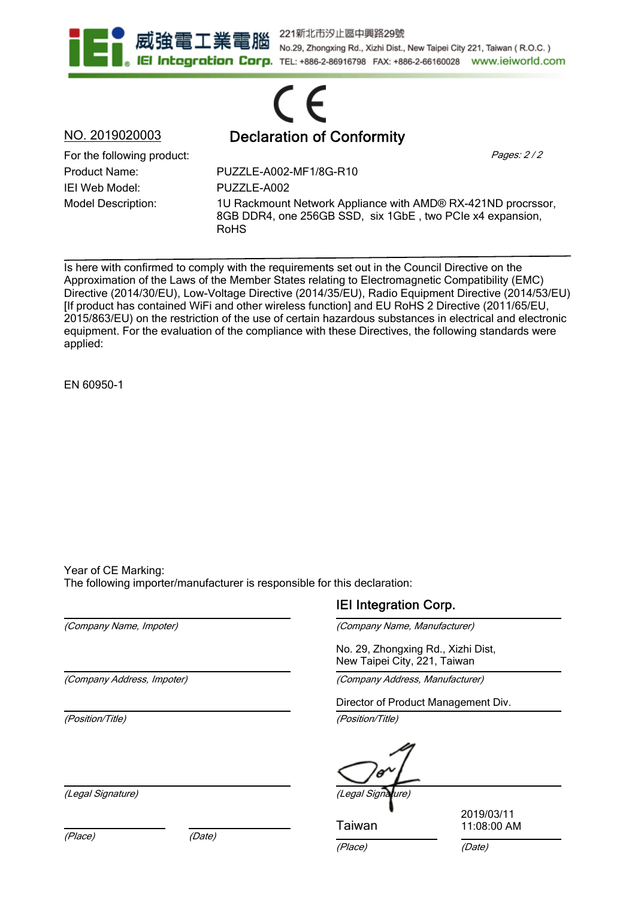威強電工業電腦
IEI Integration Corp.

221新北市汐止區中興路29號
No.29, Zhongxing Rd., Xizhi Dist., New Taipei City 221, Taiwan ( R.O.C. )
TEL: +886-2-86916798 FAX: +886-2-66160028 www.ieiworld.com

CE

# Declaration of Conformity

NO. 2019020003

*Pages: 2 / 2*

For the following product:

| | |
|---|---|
| Product Name: | PUZZLE-A002-MF1/8G-R10 |
| IEI Web Model: | PUZZLE-A002 |
| Model Description: | 1U Rackmount Network Appliance with AMD® RX-421ND procrssor, 8GB DDR4, one 256GB SSD, six 1GbE , two PCIe x4 expansion, RoHS |

Is here with confirmed to comply with the requirements set out in the Council Directive on the Approximation of the Laws of the Member States relating to Electromagnetic Compatibility (EMC) Directive (2014/30/EU), Low-Voltage Directive (2014/35/EU), Radio Equipment Directive (2014/53/EU) [If product has contained WiFi and other wireless function] and EU RoHS 2 Directive (2011/65/EU, 2015/863/EU) on the restriction of the use of certain hazardous substances in electrical and electronic equipment. For the evaluation of the compliance with these Directives, the following standards were applied:

EN 60950-1

Year of CE Marking:

The following importer/manufacturer is responsible for this declaration:

| | |
|---|---|
| | IEI Integration Corp. |
| *(Company Name, Impoter)* | *(Company Name, Manufacturer)* |
| | No. 29, Zhongxing Rd., Xizhi Dist, New Taipei City, 221, Taiwan |
| *(Company Address, Impoter)* | *(Company Address, Manufacturer)* |
| | Director of Product Management Div. |
| *(Position/Title)* | *(Position/Title)* |
| | [signature] |
| *(Legal Signature)* | *(Legal Signature)* |

| | | | |
|---|---|---|---|
| | | Taiwan | 2019/03/11 11:08:00 AM |
| *(Place)* | *(Date)* | *(Place)* | *(Date)* |